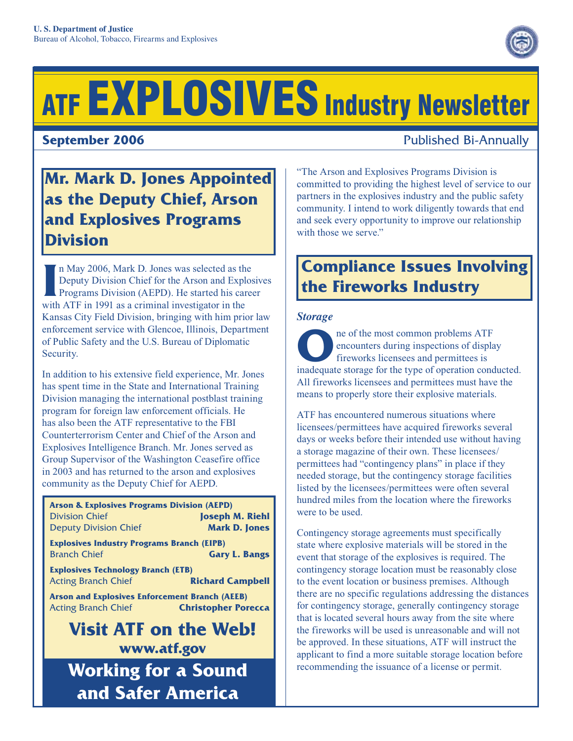U. S. Department of Justice
Bureau of Alcohol, Tobacco, Firearms and Explosives

# ATF EXPLOSIVES Industry Newsletter

**September 2006** — Published Bi-Annually

## Mr. Mark D. Jones Appointed as the Deputy Chief, Arson and Explosives Programs Division

In May 2006, Mark D. Jones was selected as the Deputy Division Chief for the Arson and Explosives Programs Division (AEPD). He started his career with ATF in 1991 as a criminal investigator in the Kansas City Field Division, bringing with him prior law enforcement service with Glencoe, Illinois, Department of Public Safety and the U.S. Bureau of Diplomatic Security.

In addition to his extensive field experience, Mr. Jones has spent time in the State and International Training Division managing the international postblast training program for foreign law enforcement officials. He has also been the ATF representative to the FBI Counterterrorism Center and Chief of the Arson and Explosives Intelligence Branch. Mr. Jones served as Group Supervisor of the Washington Ceasefire office in 2003 and has returned to the arson and explosives community as the Deputy Chief for AEPD.

"The Arson and Explosives Programs Division is committed to providing the highest level of service to our partners in the explosives industry and the public safety community. I intend to work diligently towards that end and seek every opportunity to improve our relationship with those we serve."

**Arson & Explosives Programs Division (AEPD)**
Division Chief — **Joseph M. Riehl**
Deputy Division Chief — **Mark D. Jones**

**Explosives Industry Programs Branch (EIPB)**
Branch Chief — **Gary L. Bangs**

**Explosives Technology Branch (ETB)**
Acting Branch Chief — **Richard Campbell**

**Arson and Explosives Enforcement Branch (AEEB)**
Acting Branch Chief — **Christopher Porecca**

**Visit ATF on the Web!**
**www.atf.gov**

**Working for a Sound and Safer America**

## Compliance Issues Involving the Fireworks Industry

### *Storage*

One of the most common problems ATF encounters during inspections of display fireworks licensees and permittees is inadequate storage for the type of operation conducted. All fireworks licensees and permittees must have the means to properly store their explosive materials.

ATF has encountered numerous situations where licensees/permittees have acquired fireworks several days or weeks before their intended use without having a storage magazine of their own. These licensees/permittees had "contingency plans" in place if they needed storage, but the contingency storage facilities listed by the licensees/permittees were often several hundred miles from the location where the fireworks were to be used.

Contingency storage agreements must specifically state where explosive materials will be stored in the event that storage of the explosives is required. The contingency storage location must be reasonably close to the event location or business premises. Although there are no specific regulations addressing the distances for contingency storage, generally contingency storage that is located several hours away from the site where the fireworks will be used is unreasonable and will not be approved. In these situations, ATF will instruct the applicant to find a more suitable storage location before recommending the issuance of a license or permit.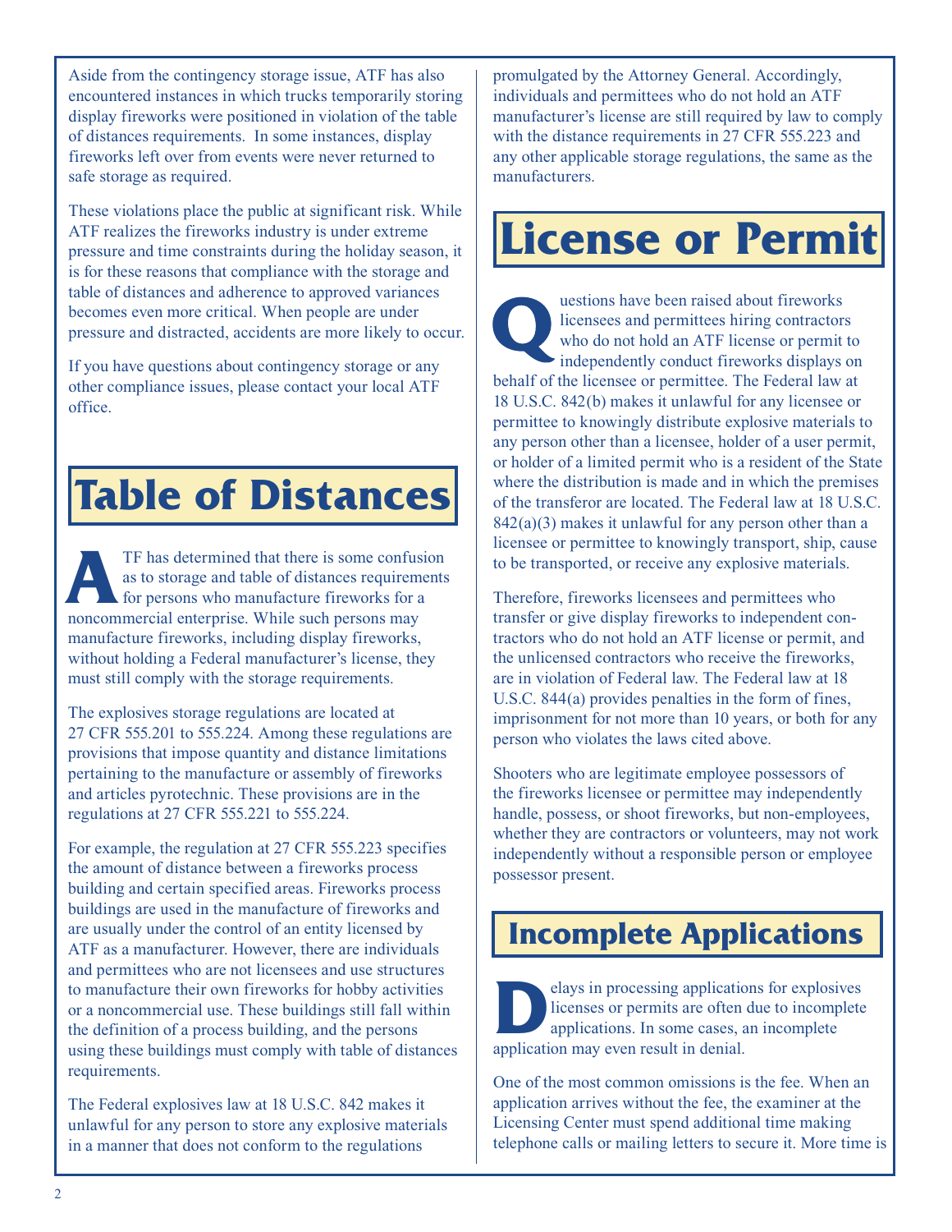Aside from the contingency storage issue, ATF has also encountered instances in which trucks temporarily storing display fireworks were positioned in violation of the table of distances requirements. In some instances, display fireworks left over from events were never returned to safe storage as required.

These violations place the public at significant risk. While ATF realizes the fireworks industry is under extreme pressure and time constraints during the holiday season, it is for these reasons that compliance with the storage and table of distances and adherence to approved variances becomes even more critical. When people are under pressure and distracted, accidents are more likely to occur.

If you have questions about contingency storage or any other compliance issues, please contact your local ATF office.

# Table of Distances

ATF has determined that there is some confusion as to storage and table of distances requirements for persons who manufacture fireworks for a noncommercial enterprise. While such persons may manufacture fireworks, including display fireworks, without holding a Federal manufacturer's license, they must still comply with the storage requirements.

The explosives storage regulations are located at 27 CFR 555.201 to 555.224. Among these regulations are provisions that impose quantity and distance limitations pertaining to the manufacture or assembly of fireworks and articles pyrotechnic. These provisions are in the regulations at 27 CFR 555.221 to 555.224.

For example, the regulation at 27 CFR 555.223 specifies the amount of distance between a fireworks process building and certain specified areas. Fireworks process buildings are used in the manufacture of fireworks and are usually under the control of an entity licensed by ATF as a manufacturer. However, there are individuals and permittees who are not licensees and use structures to manufacture their own fireworks for hobby activities or a noncommercial use. These buildings still fall within the definition of a process building, and the persons using these buildings must comply with table of distances requirements.

The Federal explosives law at 18 U.S.C. 842 makes it unlawful for any person to store any explosive materials in a manner that does not conform to the regulations promulgated by the Attorney General. Accordingly, individuals and permittees who do not hold an ATF manufacturer's license are still required by law to comply with the distance requirements in 27 CFR 555.223 and any other applicable storage regulations, the same as the manufacturers.

# License or Permit

Questions have been raised about fireworks licensees and permittees hiring contractors who do not hold an ATF license or permit to independently conduct fireworks displays on behalf of the licensee or permittee. The Federal law at 18 U.S.C. 842(b) makes it unlawful for any licensee or permittee to knowingly distribute explosive materials to any person other than a licensee, holder of a user permit, or holder of a limited permit who is a resident of the State where the distribution is made and in which the premises of the transferor are located. The Federal law at 18 U.S.C. 842(a)(3) makes it unlawful for any person other than a licensee or permittee to knowingly transport, ship, cause to be transported, or receive any explosive materials.

Therefore, fireworks licensees and permittees who transfer or give display fireworks to independent contractors who do not hold an ATF license or permit, and the unlicensed contractors who receive the fireworks, are in violation of Federal law. The Federal law at 18 U.S.C. 844(a) provides penalties in the form of fines, imprisonment for not more than 10 years, or both for any person who violates the laws cited above.

Shooters who are legitimate employee possessors of the fireworks licensee or permittee may independently handle, possess, or shoot fireworks, but non-employees, whether they are contractors or volunteers, may not work independently without a responsible person or employee possessor present.

## Incomplete Applications

Delays in processing applications for explosives licenses or permits are often due to incomplete applications. In some cases, an incomplete application may even result in denial.

One of the most common omissions is the fee. When an application arrives without the fee, the examiner at the Licensing Center must spend additional time making telephone calls or mailing letters to secure it. More time is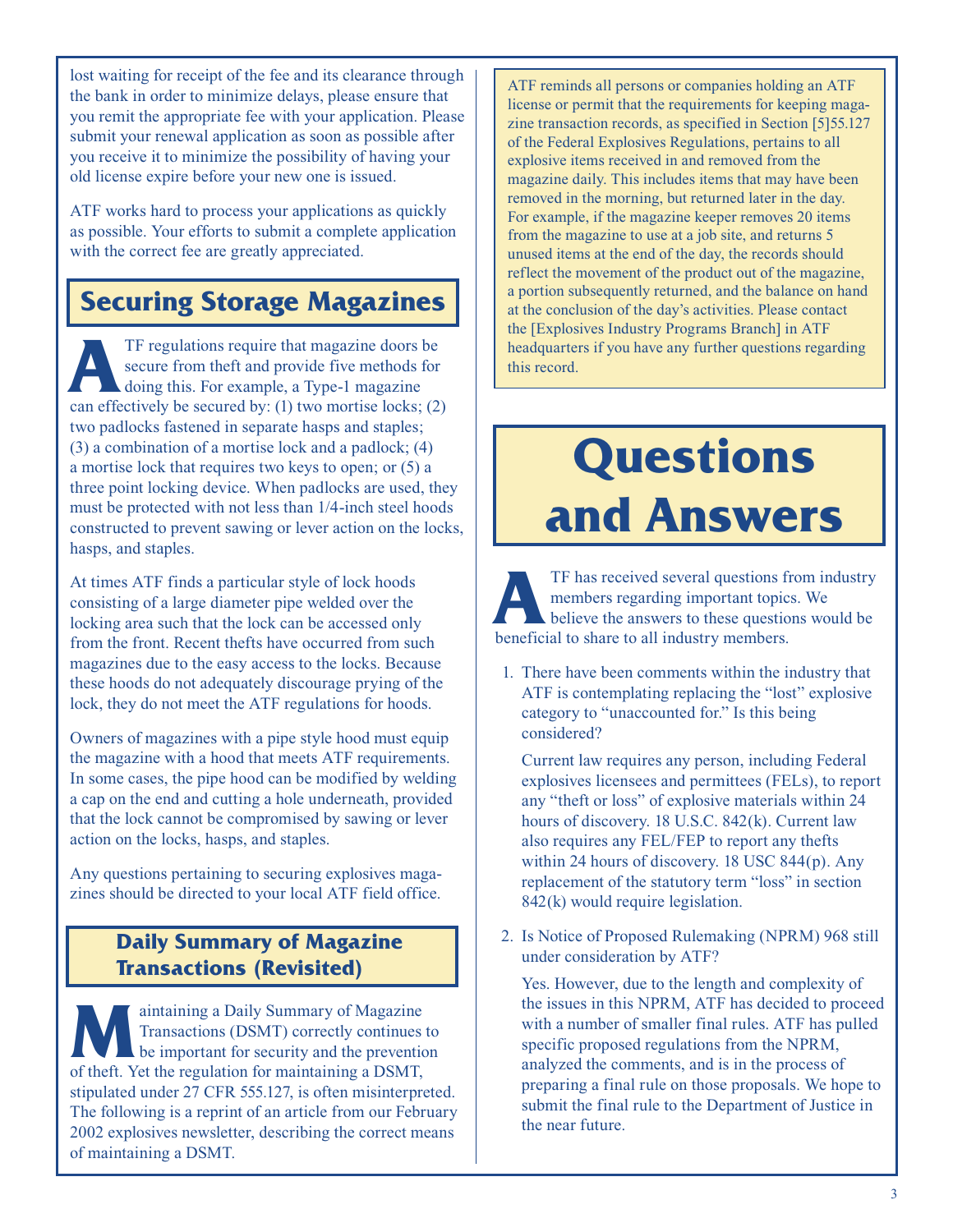lost waiting for receipt of the fee and its clearance through the bank in order to minimize delays, please ensure that you remit the appropriate fee with your application. Please submit your renewal application as soon as possible after you receive it to minimize the possibility of having your old license expire before your new one is issued.

ATF works hard to process your applications as quickly as possible. Your efforts to submit a complete application with the correct fee are greatly appreciated.

## Securing Storage Magazines

ATF regulations require that magazine doors be secure from theft and provide five methods for doing this. For example, a Type-1 magazine can effectively be secured by: (1) two mortise locks; (2) two padlocks fastened in separate hasps and staples; (3) a combination of a mortise lock and a padlock; (4) a mortise lock that requires two keys to open; or (5) a three point locking device. When padlocks are used, they must be protected with not less than 1/4-inch steel hoods constructed to prevent sawing or lever action on the locks, hasps, and staples.

At times ATF finds a particular style of lock hoods consisting of a large diameter pipe welded over the locking area such that the lock can be accessed only from the front. Recent thefts have occurred from such magazines due to the easy access to the locks. Because these hoods do not adequately discourage prying of the lock, they do not meet the ATF regulations for hoods.

Owners of magazines with a pipe style hood must equip the magazine with a hood that meets ATF requirements. In some cases, the pipe hood can be modified by welding a cap on the end and cutting a hole underneath, provided that the lock cannot be compromised by sawing or lever action on the locks, hasps, and staples.

Any questions pertaining to securing explosives magazines should be directed to your local ATF field office.

### Daily Summary of Magazine Transactions (Revisited)

Maintaining a Daily Summary of Magazine Transactions (DSMT) correctly continues to be important for security and the prevention of theft. Yet the regulation for maintaining a DSMT, stipulated under 27 CFR 555.127, is often misinterpreted. The following is a reprint of an article from our February 2002 explosives newsletter, describing the correct means of maintaining a DSMT.

> ATF reminds all persons or companies holding an ATF license or permit that the requirements for keeping magazine transaction records, as specified in Section [5]55.127 of the Federal Explosives Regulations, pertains to all explosive items received in and removed from the magazine daily. This includes items that may have been removed in the morning, but returned later in the day. For example, if the magazine keeper removes 20 items from the magazine to use at a job site, and returns 5 unused items at the end of the day, the records should reflect the movement of the product out of the magazine, a portion subsequently returned, and the balance on hand at the conclusion of the day's activities. Please contact the [Explosives Industry Programs Branch] in ATF headquarters if you have any further questions regarding this record.

## Questions and Answers

ATF has received several questions from industry members regarding important topics. We believe the answers to these questions would be beneficial to share to all industry members.

1. There have been comments within the industry that ATF is contemplating replacing the "lost" explosive category to "unaccounted for." Is this being considered?

   Current law requires any person, including Federal explosives licensees and permittees (FELs), to report any "theft or loss" of explosive materials within 24 hours of discovery. 18 U.S.C. 842(k). Current law also requires any FEL/FEP to report any thefts within 24 hours of discovery. 18 USC 844(p). Any replacement of the statutory term "loss" in section 842(k) would require legislation.

2. Is Notice of Proposed Rulemaking (NPRM) 968 still under consideration by ATF?

   Yes. However, due to the length and complexity of the issues in this NPRM, ATF has decided to proceed with a number of smaller final rules. ATF has pulled specific proposed regulations from the NPRM, analyzed the comments, and is in the process of preparing a final rule on those proposals. We hope to submit the final rule to the Department of Justice in the near future.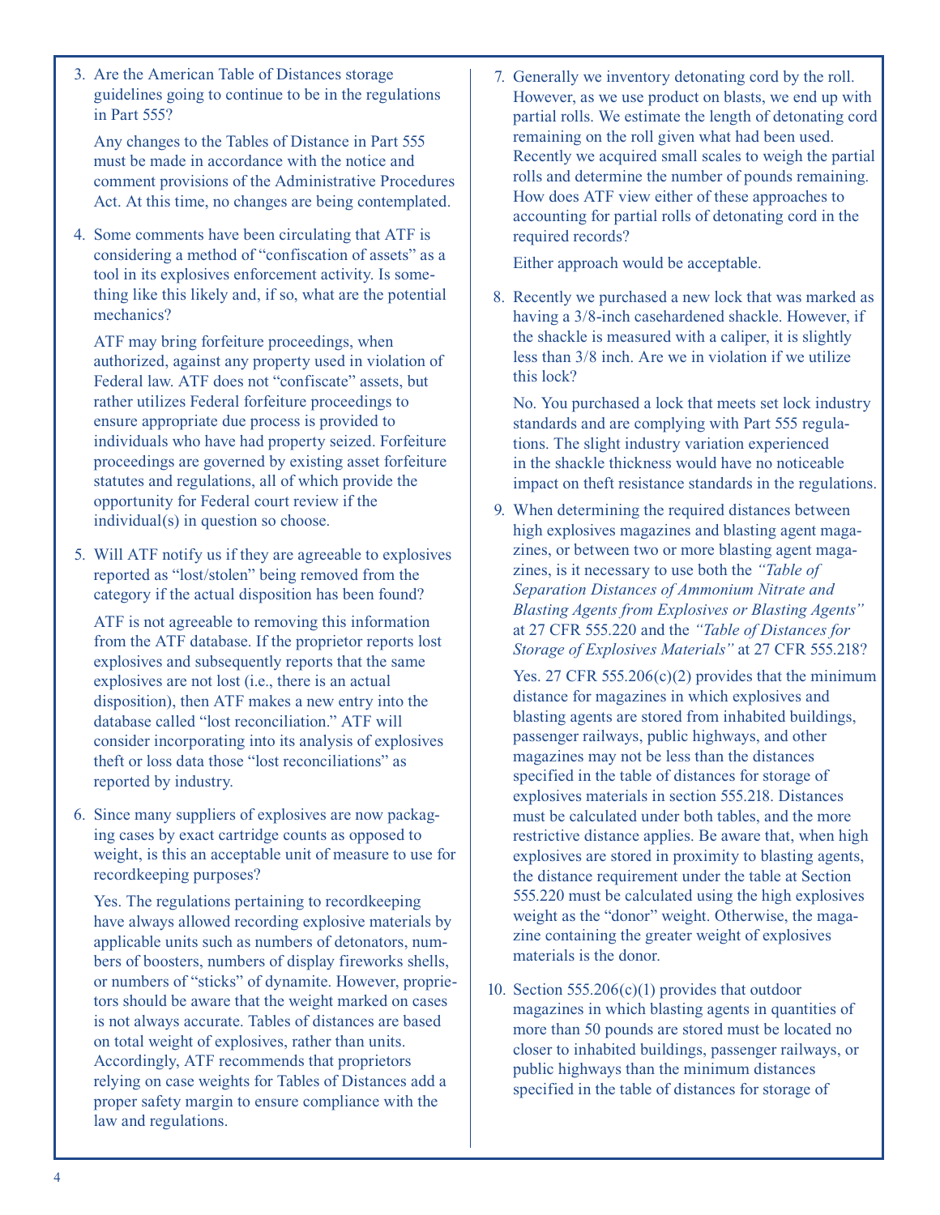3. Are the American Table of Distances storage guidelines going to continue to be in the regulations in Part 555?

   Any changes to the Tables of Distance in Part 555 must be made in accordance with the notice and comment provisions of the Administrative Procedures Act. At this time, no changes are being contemplated.

4. Some comments have been circulating that ATF is considering a method of "confiscation of assets" as a tool in its explosives enforcement activity. Is something like this likely and, if so, what are the potential mechanics?

   ATF may bring forfeiture proceedings, when authorized, against any property used in violation of Federal law. ATF does not "confiscate" assets, but rather utilizes Federal forfeiture proceedings to ensure appropriate due process is provided to individuals who have had property seized. Forfeiture proceedings are governed by existing asset forfeiture statutes and regulations, all of which provide the opportunity for Federal court review if the individual(s) in question so choose.

5. Will ATF notify us if they are agreeable to explosives reported as "lost/stolen" being removed from the category if the actual disposition has been found?

   ATF is not agreeable to removing this information from the ATF database. If the proprietor reports lost explosives and subsequently reports that the same explosives are not lost (i.e., there is an actual disposition), then ATF makes a new entry into the database called "lost reconciliation." ATF will consider incorporating into its analysis of explosives theft or loss data those "lost reconciliations" as reported by industry.

6. Since many suppliers of explosives are now packaging cases by exact cartridge counts as opposed to weight, is this an acceptable unit of measure to use for recordkeeping purposes?

   Yes. The regulations pertaining to recordkeeping have always allowed recording explosive materials by applicable units such as numbers of detonators, numbers of boosters, numbers of display fireworks shells, or numbers of "sticks" of dynamite. However, proprietors should be aware that the weight marked on cases is not always accurate. Tables of distances are based on total weight of explosives, rather than units. Accordingly, ATF recommends that proprietors relying on case weights for Tables of Distances add a proper safety margin to ensure compliance with the law and regulations.

7. Generally we inventory detonating cord by the roll. However, as we use product on blasts, we end up with partial rolls. We estimate the length of detonating cord remaining on the roll given what had been used. Recently we acquired small scales to weigh the partial rolls and determine the number of pounds remaining. How does ATF view either of these approaches to accounting for partial rolls of detonating cord in the required records?

   Either approach would be acceptable.

8. Recently we purchased a new lock that was marked as having a 3/8-inch casehardened shackle. However, if the shackle is measured with a caliper, it is slightly less than 3/8 inch. Are we in violation if we utilize this lock?

   No. You purchased a lock that meets set lock industry standards and are complying with Part 555 regulations. The slight industry variation experienced in the shackle thickness would have no noticeable impact on theft resistance standards in the regulations.

9. When determining the required distances between high explosives magazines and blasting agent magazines, or between two or more blasting agent magazines, is it necessary to use both the *"Table of Separation Distances of Ammonium Nitrate and Blasting Agents from Explosives or Blasting Agents"* at 27 CFR 555.220 and the *"Table of Distances for Storage of Explosives Materials"* at 27 CFR 555.218?

   Yes. 27 CFR 555.206(c)(2) provides that the minimum distance for magazines in which explosives and blasting agents are stored from inhabited buildings, passenger railways, public highways, and other magazines may not be less than the distances specified in the table of distances for storage of explosives materials in section 555.218. Distances must be calculated under both tables, and the more restrictive distance applies. Be aware that, when high explosives are stored in proximity to blasting agents, the distance requirement under the table at Section 555.220 must be calculated using the high explosives weight as the "donor" weight. Otherwise, the magazine containing the greater weight of explosives materials is the donor.

10. Section 555.206(c)(1) provides that outdoor magazines in which blasting agents in quantities of more than 50 pounds are stored must be located no closer to inhabited buildings, passenger railways, or public highways than the minimum distances specified in the table of distances for storage of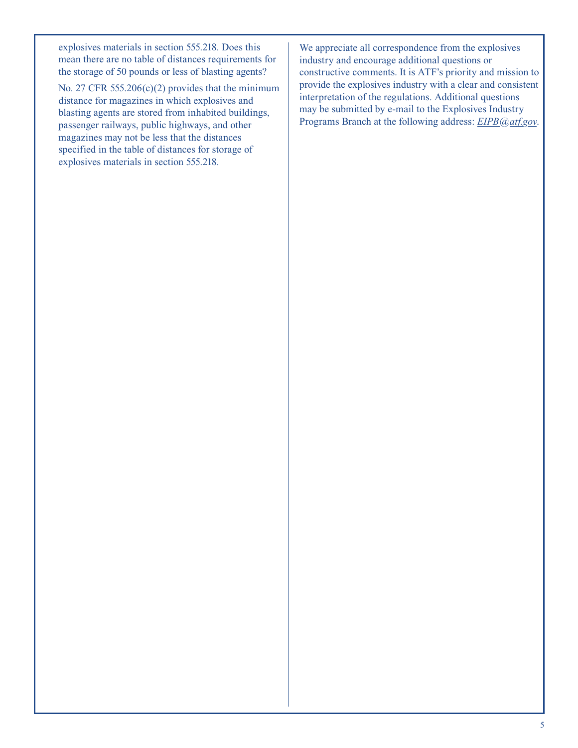explosives materials in section 555.218. Does this mean there are no table of distances requirements for the storage of 50 pounds or less of blasting agents?

No. 27 CFR 555.206(c)(2) provides that the minimum distance for magazines in which explosives and blasting agents are stored from inhabited buildings, passenger railways, public highways, and other magazines may not be less that the distances specified in the table of distances for storage of explosives materials in section 555.218.

We appreciate all correspondence from the explosives industry and encourage additional questions or constructive comments. It is ATF's priority and mission to provide the explosives industry with a clear and consistent interpretation of the regulations. Additional questions may be submitted by e-mail to the Explosives Industry Programs Branch at the following address: *EIPB@atf.gov*.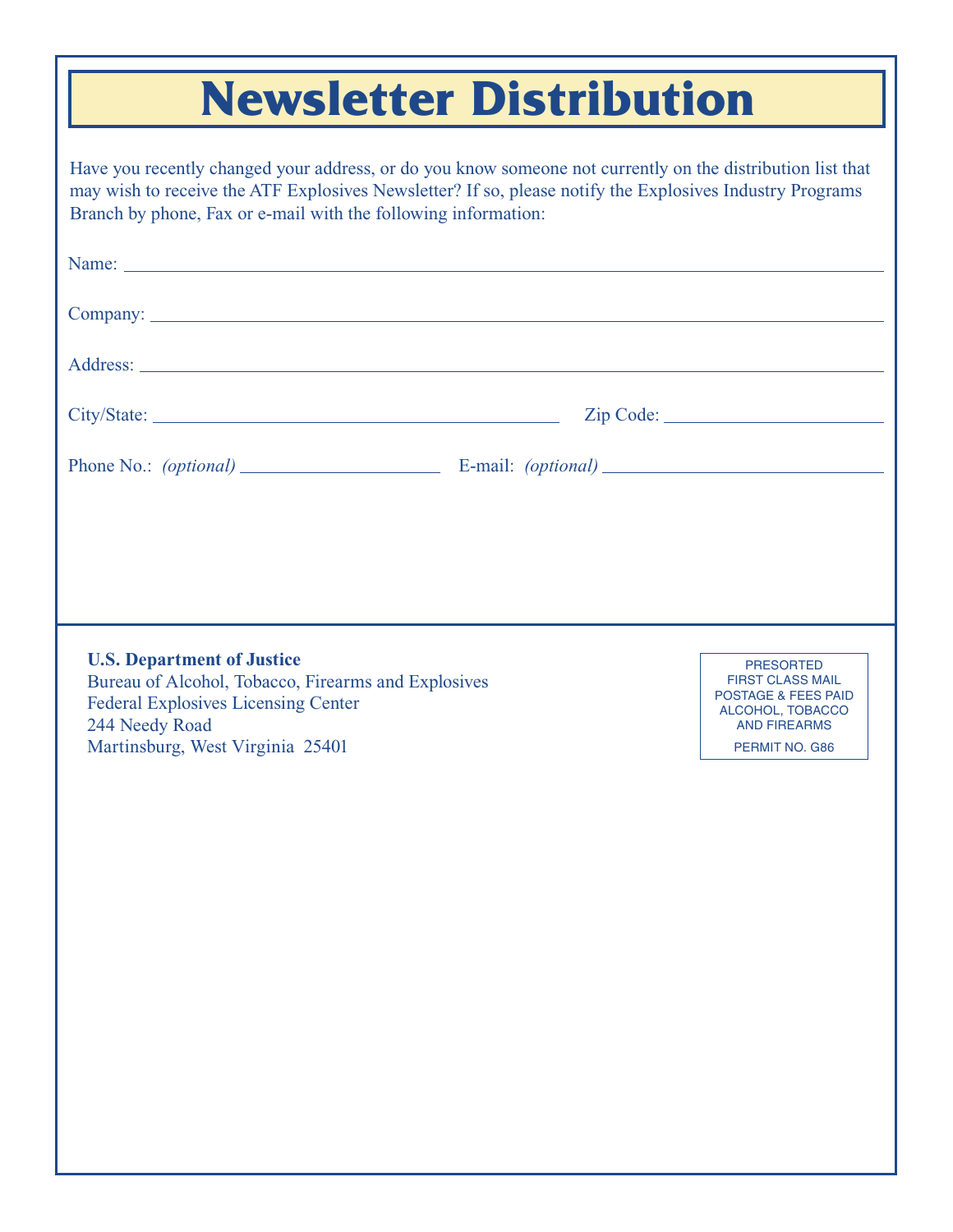# Newsletter Distribution

Have you recently changed your address, or do you know someone not currently on the distribution list that may wish to receive the ATF Explosives Newsletter? If so, please notify the Explosives Industry Programs Branch by phone, Fax or e-mail with the following information:

Name: ______________________________

Company: ______________________________

Address: ______________________________

City/State: ______________________________ Zip Code: ______________

Phone No.: *(optional)* ______________ E-mail: *(optional)* ______________

**U.S. Department of Justice**
Bureau of Alcohol, Tobacco, Firearms and Explosives
Federal Explosives Licensing Center
244 Needy Road
Martinsburg, West Virginia 25401

PRESORTED
FIRST CLASS MAIL
POSTAGE & FEES PAID
ALCOHOL, TOBACCO
AND FIREARMS
PERMIT NO. G86